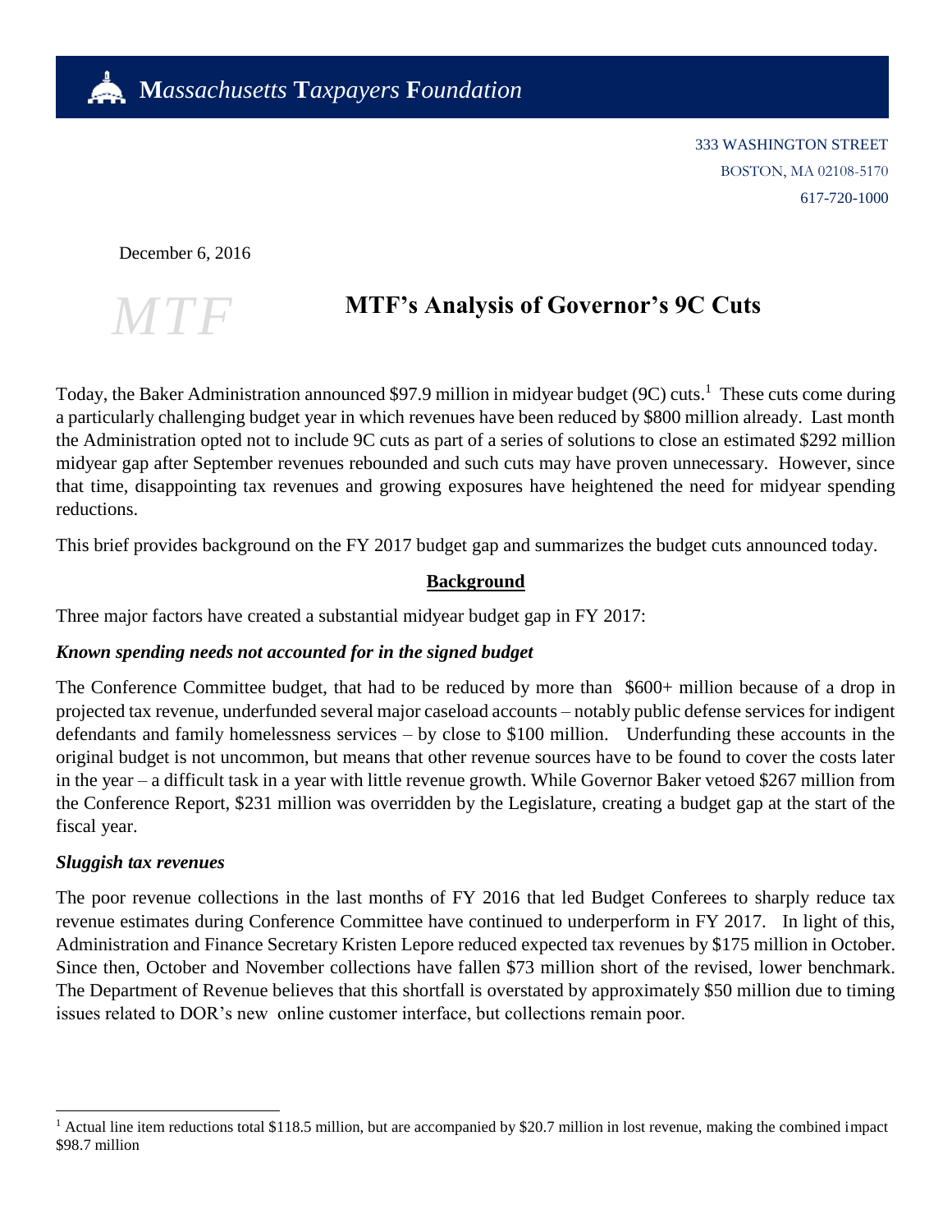**M***assachusetts* **T***axpayers* **F***oundation*

333 WASHINGTON STREET
BOSTON, MA 02108-5170
617-720-1000

December 6, 2016

*MTF*

# MTF's Analysis of Governor's 9C Cuts

Today, the Baker Administration announced $97.9 million in midyear budget (9C) cuts.[1] These cuts come during a particularly challenging budget year in which revenues have been reduced by $800 million already. Last month the Administration opted not to include 9C cuts as part of a series of solutions to close an estimated $292 million midyear gap after September revenues rebounded and such cuts may have proven unnecessary. However, since that time, disappointing tax revenues and growing exposures have heightened the need for midyear spending reductions.

This brief provides background on the FY 2017 budget gap and summarizes the budget cuts announced today.

## Background

Three major factors have created a substantial midyear budget gap in FY 2017:

### *Known spending needs not accounted for in the signed budget*

The Conference Committee budget, that had to be reduced by more than $600+ million because of a drop in projected tax revenue, underfunded several major caseload accounts – notably public defense services for indigent defendants and family homelessness services – by close to $100 million. Underfunding these accounts in the original budget is not uncommon, but means that other revenue sources have to be found to cover the costs later in the year – a difficult task in a year with little revenue growth. While Governor Baker vetoed $267 million from the Conference Report, $231 million was overridden by the Legislature, creating a budget gap at the start of the fiscal year.

### *Sluggish tax revenues*

The poor revenue collections in the last months of FY 2016 that led Budget Conferees to sharply reduce tax revenue estimates during Conference Committee have continued to underperform in FY 2017. In light of this, Administration and Finance Secretary Kristen Lepore reduced expected tax revenues by $175 million in October. Since then, October and November collections have fallen $73 million short of the revised, lower benchmark. The Department of Revenue believes that this shortfall is overstated by approximately $50 million due to timing issues related to DOR's new online customer interface, but collections remain poor.

---

[1] Actual line item reductions total $118.5 million, but are accompanied by $20.7 million in lost revenue, making the combined impact $98.7 million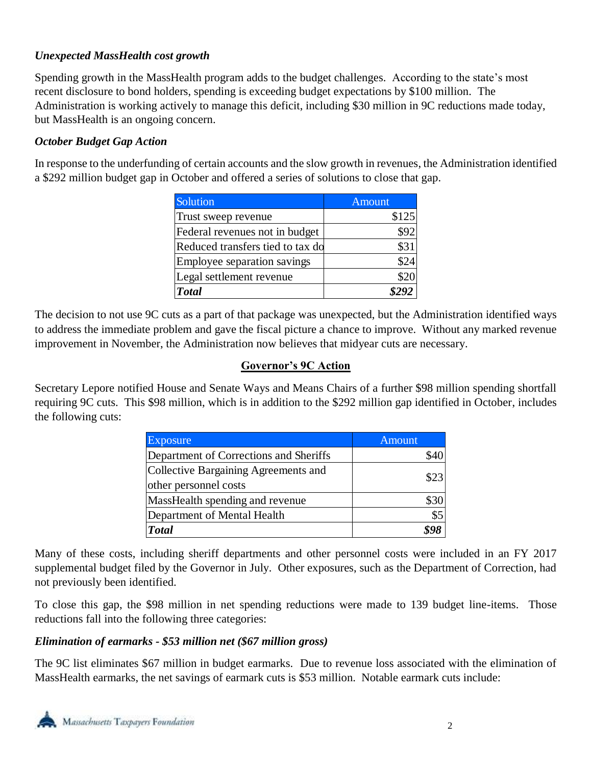### *Unexpected MassHealth cost growth*

Spending growth in the MassHealth program adds to the budget challenges. According to the state's most recent disclosure to bond holders, spending is exceeding budget expectations by $100 million. The Administration is working actively to manage this deficit, including $30 million in 9C reductions made today, but MassHealth is an ongoing concern.

### *October Budget Gap Action*

In response to the underfunding of certain accounts and the slow growth in revenues, the Administration identified a $292 million budget gap in October and offered a series of solutions to close that gap.

| Solution | Amount |
|---|---:|
| Trust sweep revenue | $125 |
| Federal revenues not in budget | $92 |
| Reduced transfers tied to tax do | $31 |
| Employee separation savings | $24 |
| Legal settlement revenue | $20 |
| ***Total*** | ***$292*** |

The decision to not use 9C cuts as a part of that package was unexpected, but the Administration identified ways to address the immediate problem and gave the fiscal picture a chance to improve. Without any marked revenue improvement in November, the Administration now believes that midyear cuts are necessary.

## **Governor's 9C Action**

Secretary Lepore notified House and Senate Ways and Means Chairs of a further $98 million spending shortfall requiring 9C cuts. This $98 million, which is in addition to the $292 million gap identified in October, includes the following cuts:

| Exposure | Amount |
|---|---:|
| Department of Corrections and Sheriffs | $40 |
| Collective Bargaining Agreements and other personnel costs | $23 |
| MassHealth spending and revenue | $30 |
| Department of Mental Health | $5 |
| ***Total*** | ***$98*** |

Many of these costs, including sheriff departments and other personnel costs were included in an FY 2017 supplemental budget filed by the Governor in July. Other exposures, such as the Department of Correction, had not previously been identified.

To close this gap, the $98 million in net spending reductions were made to 139 budget line-items. Those reductions fall into the following three categories:

### *Elimination of earmarks - $53 million net ($67 million gross)*

The 9C list eliminates $67 million in budget earmarks. Due to revenue loss associated with the elimination of MassHealth earmarks, the net savings of earmark cuts is $53 million. Notable earmark cuts include: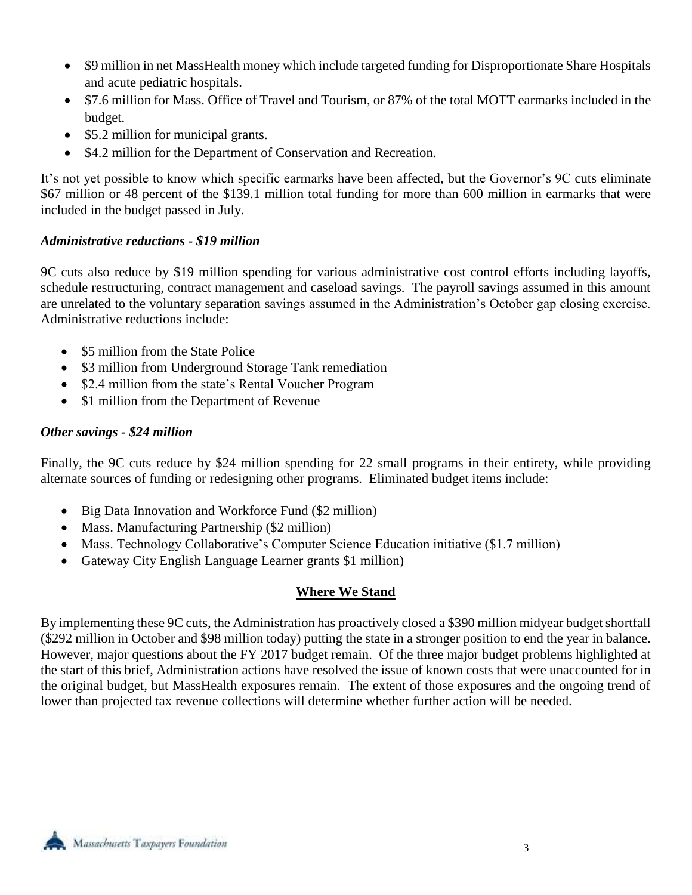- \$9 million in net MassHealth money which include targeted funding for Disproportionate Share Hospitals and acute pediatric hospitals.
- \$7.6 million for Mass. Office of Travel and Tourism, or 87% of the total MOTT earmarks included in the budget.
- \$5.2 million for municipal grants.
- \$4.2 million for the Department of Conservation and Recreation.

It's not yet possible to know which specific earmarks have been affected, but the Governor's 9C cuts eliminate \$67 million or 48 percent of the \$139.1 million total funding for more than 600 million in earmarks that were included in the budget passed in July.

***Administrative reductions - \$19 million***

9C cuts also reduce by \$19 million spending for various administrative cost control efforts including layoffs, schedule restructuring, contract management and caseload savings. The payroll savings assumed in this amount are unrelated to the voluntary separation savings assumed in the Administration's October gap closing exercise. Administrative reductions include:

- \$5 million from the State Police
- \$3 million from Underground Storage Tank remediation
- \$2.4 million from the state's Rental Voucher Program
- \$1 million from the Department of Revenue

***Other savings - \$24 million***

Finally, the 9C cuts reduce by \$24 million spending for 22 small programs in their entirety, while providing alternate sources of funding or redesigning other programs. Eliminated budget items include:

- Big Data Innovation and Workforce Fund (\$2 million)
- Mass. Manufacturing Partnership (\$2 million)
- Mass. Technology Collaborative's Computer Science Education initiative (\$1.7 million)
- Gateway City English Language Learner grants \$1 million)

## **Where We Stand**

By implementing these 9C cuts, the Administration has proactively closed a \$390 million midyear budget shortfall (\$292 million in October and \$98 million today) putting the state in a stronger position to end the year in balance. However, major questions about the FY 2017 budget remain. Of the three major budget problems highlighted at the start of this brief, Administration actions have resolved the issue of known costs that were unaccounted for in the original budget, but MassHealth exposures remain. The extent of those exposures and the ongoing trend of lower than projected tax revenue collections will determine whether further action will be needed.